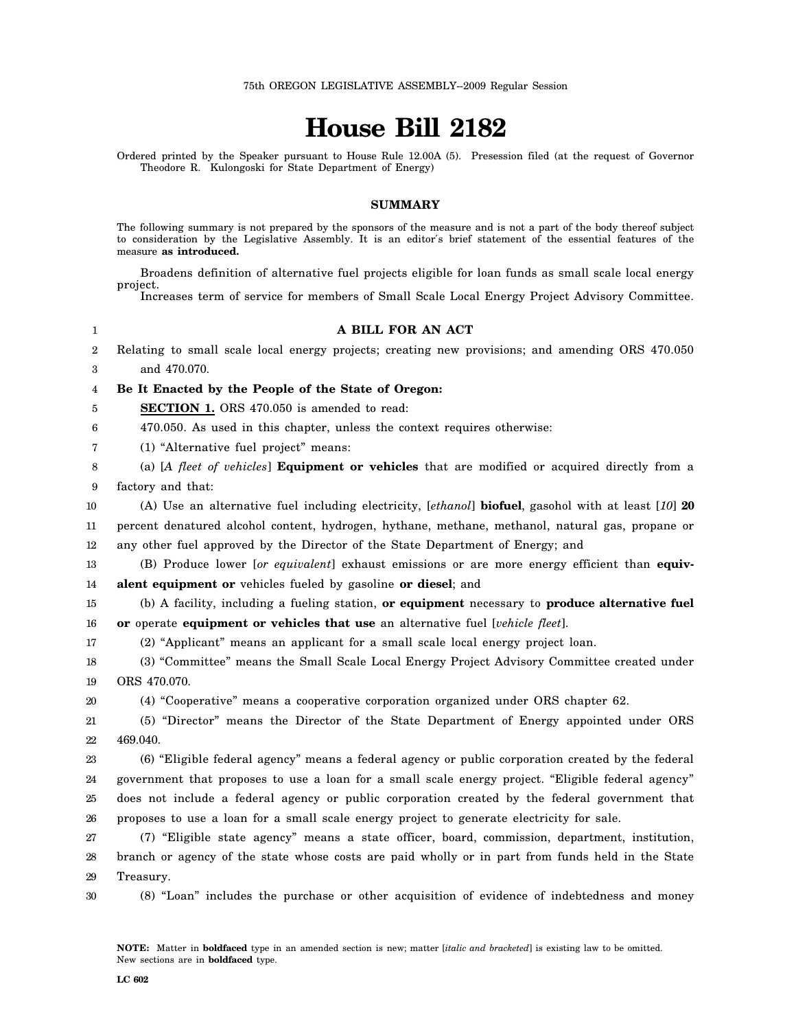75th OREGON LEGISLATIVE ASSEMBLY--2009 Regular Session

# House Bill 2182

Ordered printed by the Speaker pursuant to House Rule 12.00A (5). Presession filed (at the request of Governor Theodore R. Kulongoski for State Department of Energy)

## SUMMARY

The following summary is not prepared by the sponsors of the measure and is not a part of the body thereof subject to consideration by the Legislative Assembly. It is an editor's brief statement of the essential features of the measure **as introduced.**

Broadens definition of alternative fuel projects eligible for loan funds as small scale local energy project.

Increases term of service for members of Small Scale Local Energy Project Advisory Committee.

**A BILL FOR AN ACT**

Relating to small scale local energy projects; creating new provisions; and amending ORS 470.050 and 470.070.

**Be It Enacted by the People of the State of Oregon:**

**SECTION 1.** ORS 470.050 is amended to read:

470.050. As used in this chapter, unless the context requires otherwise:

(1) "Alternative fuel project" means:

(a) [*A fleet of vehicles*] **Equipment or vehicles** that are modified or acquired directly from a factory and that:

(A) Use an alternative fuel including electricity, [*ethanol*] **biofuel**, gasohol with at least [*10*] **20** percent denatured alcohol content, hydrogen, hythane, methane, methanol, natural gas, propane or any other fuel approved by the Director of the State Department of Energy; and

(B) Produce lower [*or equivalent*] exhaust emissions or are more energy efficient than **equivalent equipment or** vehicles fueled by gasoline **or diesel**; and

(b) A facility, including a fueling station, **or equipment** necessary to **produce alternative fuel or** operate **equipment or vehicles that use** an alternative fuel [*vehicle fleet*].

(2) "Applicant" means an applicant for a small scale local energy project loan.

(3) "Committee" means the Small Scale Local Energy Project Advisory Committee created under ORS 470.070.

(4) "Cooperative" means a cooperative corporation organized under ORS chapter 62.

(5) "Director" means the Director of the State Department of Energy appointed under ORS 469.040.

(6) "Eligible federal agency" means a federal agency or public corporation created by the federal government that proposes to use a loan for a small scale energy project. "Eligible federal agency" does not include a federal agency or public corporation created by the federal government that proposes to use a loan for a small scale energy project to generate electricity for sale.

(7) "Eligible state agency" means a state officer, board, commission, department, institution, branch or agency of the state whose costs are paid wholly or in part from funds held in the State Treasury.

(8) "Loan" includes the purchase or other acquisition of evidence of indebtedness and money

**NOTE:** Matter in **boldfaced** type in an amended section is new; matter [*italic and bracketed*] is existing law to be omitted. New sections are in **boldfaced** type.

**LC 602**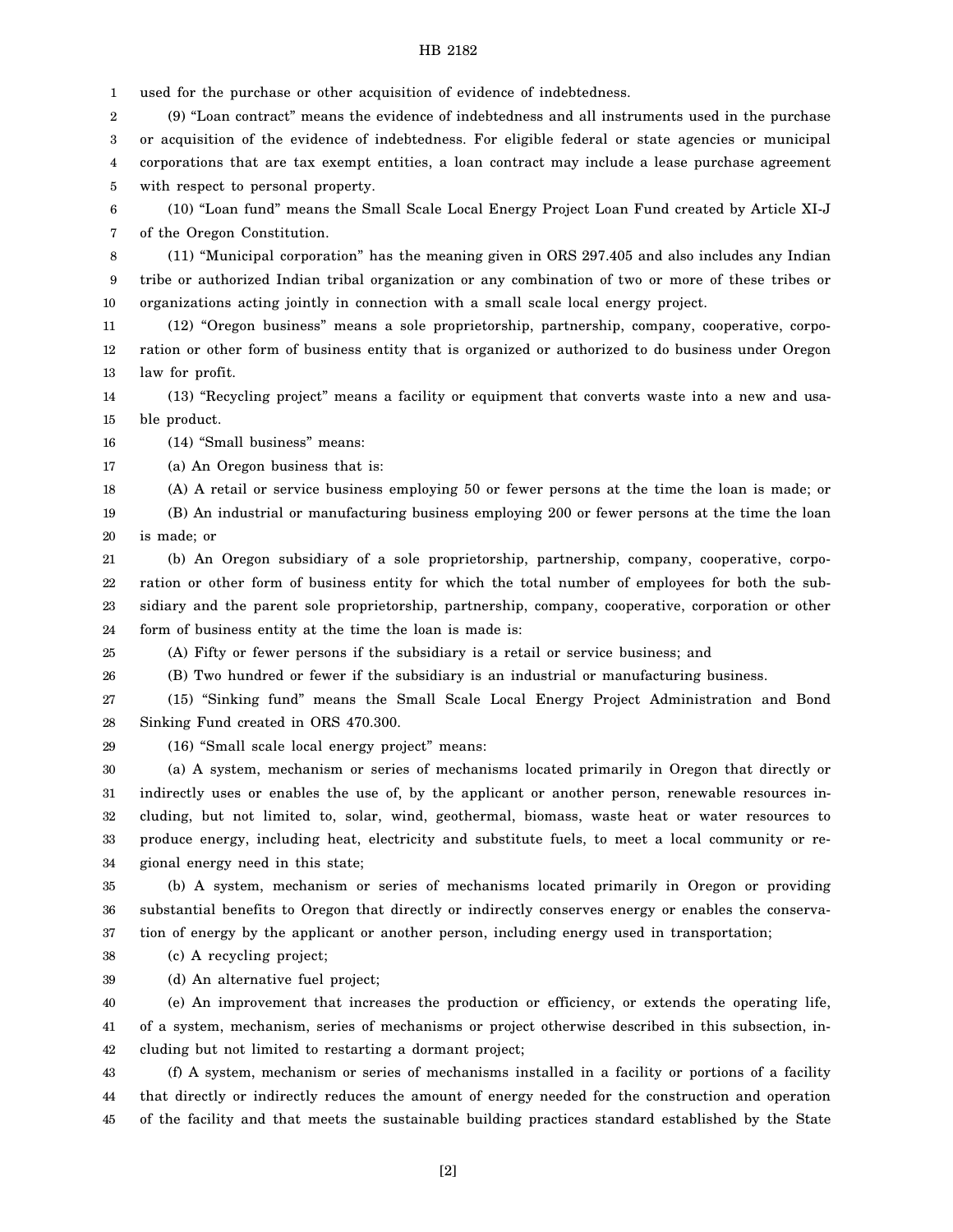used for the purchase or other acquisition of evidence of indebtedness.

(9) "Loan contract" means the evidence of indebtedness and all instruments used in the purchase or acquisition of the evidence of indebtedness. For eligible federal or state agencies or municipal corporations that are tax exempt entities, a loan contract may include a lease purchase agreement with respect to personal property.

(10) "Loan fund" means the Small Scale Local Energy Project Loan Fund created by Article XI-J of the Oregon Constitution.

(11) "Municipal corporation" has the meaning given in ORS 297.405 and also includes any Indian tribe or authorized Indian tribal organization or any combination of two or more of these tribes or organizations acting jointly in connection with a small scale local energy project.

(12) "Oregon business" means a sole proprietorship, partnership, company, cooperative, corporation or other form of business entity that is organized or authorized to do business under Oregon law for profit.

(13) "Recycling project" means a facility or equipment that converts waste into a new and usable product.

(14) "Small business" means:

(a) An Oregon business that is:

(A) A retail or service business employing 50 or fewer persons at the time the loan is made; or

(B) An industrial or manufacturing business employing 200 or fewer persons at the time the loan is made; or

(b) An Oregon subsidiary of a sole proprietorship, partnership, company, cooperative, corporation or other form of business entity for which the total number of employees for both the subsidiary and the parent sole proprietorship, partnership, company, cooperative, corporation or other form of business entity at the time the loan is made is:

(A) Fifty or fewer persons if the subsidiary is a retail or service business; and

(B) Two hundred or fewer if the subsidiary is an industrial or manufacturing business.

(15) "Sinking fund" means the Small Scale Local Energy Project Administration and Bond Sinking Fund created in ORS 470.300.

(16) "Small scale local energy project" means:

(a) A system, mechanism or series of mechanisms located primarily in Oregon that directly or indirectly uses or enables the use of, by the applicant or another person, renewable resources including, but not limited to, solar, wind, geothermal, biomass, waste heat or water resources to produce energy, including heat, electricity and substitute fuels, to meet a local community or regional energy need in this state;

(b) A system, mechanism or series of mechanisms located primarily in Oregon or providing substantial benefits to Oregon that directly or indirectly conserves energy or enables the conservation of energy by the applicant or another person, including energy used in transportation;

(c) A recycling project;

(d) An alternative fuel project;

(e) An improvement that increases the production or efficiency, or extends the operating life, of a system, mechanism, series of mechanisms or project otherwise described in this subsection, including but not limited to restarting a dormant project;

(f) A system, mechanism or series of mechanisms installed in a facility or portions of a facility that directly or indirectly reduces the amount of energy needed for the construction and operation of the facility and that meets the sustainable building practices standard established by the State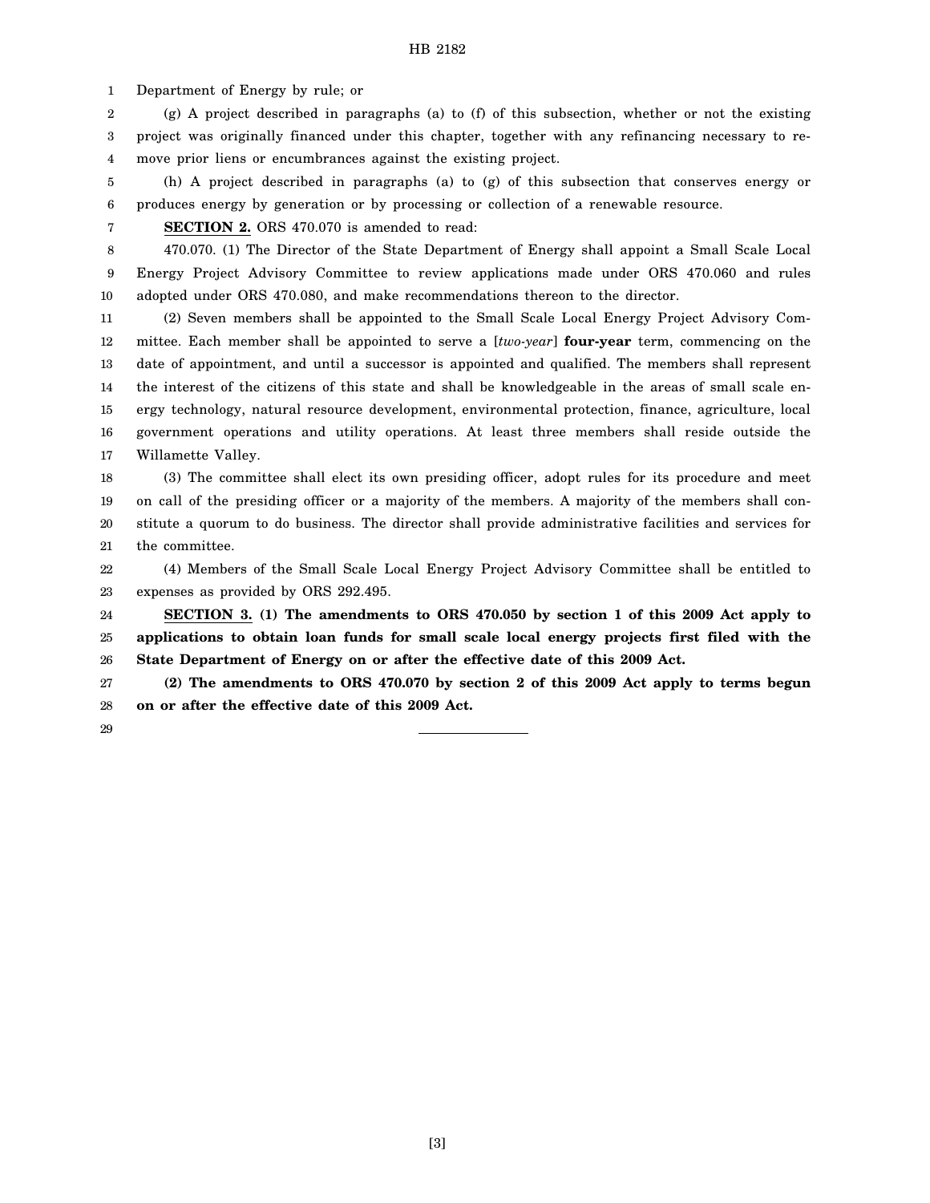Department of Energy by rule; or

(g) A project described in paragraphs (a) to (f) of this subsection, whether or not the existing project was originally financed under this chapter, together with any refinancing necessary to remove prior liens or encumbrances against the existing project.

(h) A project described in paragraphs (a) to (g) of this subsection that conserves energy or produces energy by generation or by processing or collection of a renewable resource.

**SECTION 2.** ORS 470.070 is amended to read:

470.070. (1) The Director of the State Department of Energy shall appoint a Small Scale Local Energy Project Advisory Committee to review applications made under ORS 470.060 and rules adopted under ORS 470.080, and make recommendations thereon to the director.

(2) Seven members shall be appointed to the Small Scale Local Energy Project Advisory Committee. Each member shall be appointed to serve a [*two-year*] **four-year** term, commencing on the date of appointment, and until a successor is appointed and qualified. The members shall represent the interest of the citizens of this state and shall be knowledgeable in the areas of small scale energy technology, natural resource development, environmental protection, finance, agriculture, local government operations and utility operations. At least three members shall reside outside the Willamette Valley.

(3) The committee shall elect its own presiding officer, adopt rules for its procedure and meet on call of the presiding officer or a majority of the members. A majority of the members shall constitute a quorum to do business. The director shall provide administrative facilities and services for the committee.

(4) Members of the Small Scale Local Energy Project Advisory Committee shall be entitled to expenses as provided by ORS 292.495.

**SECTION 3. (1) The amendments to ORS 470.050 by section 1 of this 2009 Act apply to applications to obtain loan funds for small scale local energy projects first filed with the State Department of Energy on or after the effective date of this 2009 Act.**

**(2) The amendments to ORS 470.070 by section 2 of this 2009 Act apply to terms begun on or after the effective date of this 2009 Act.**